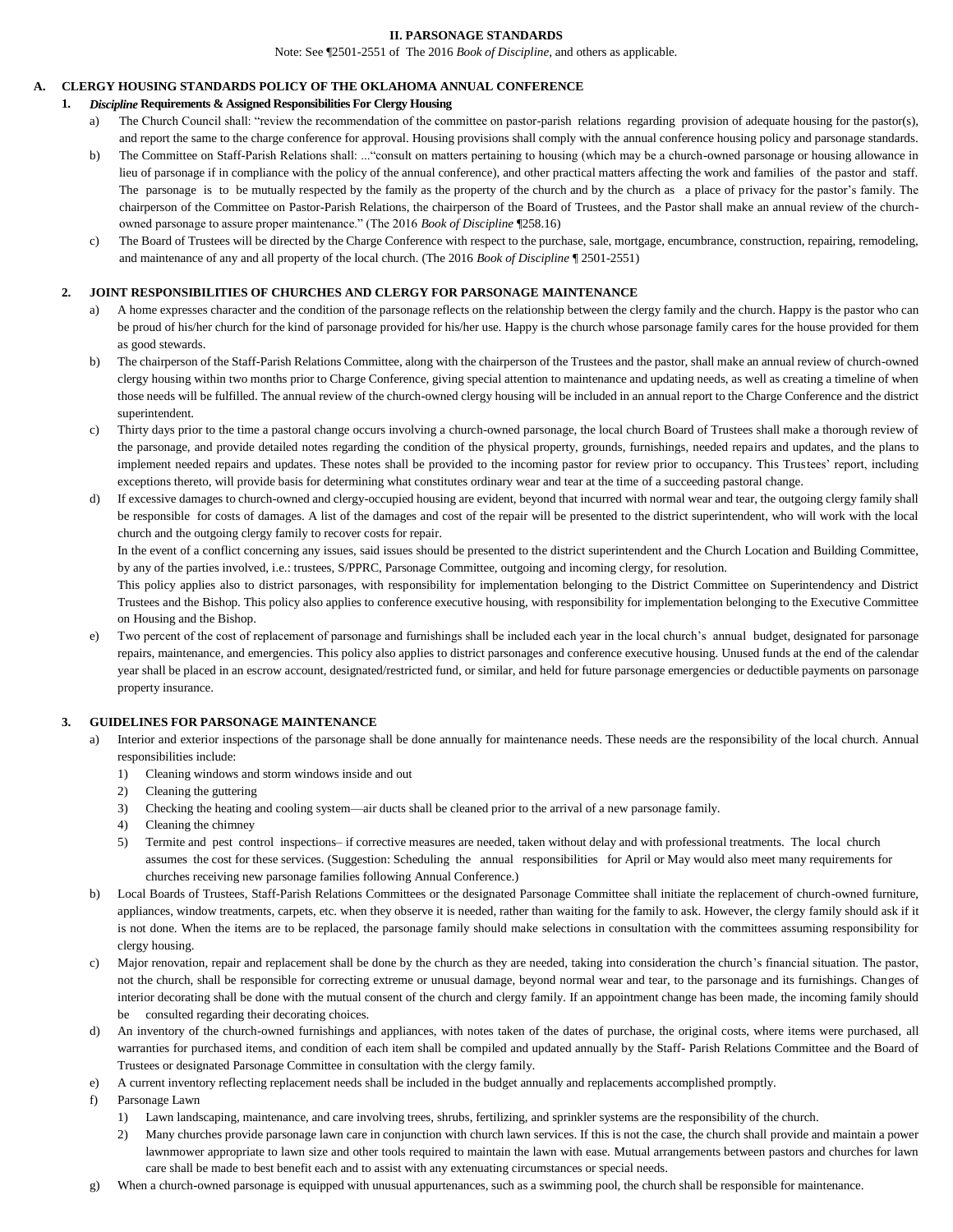## II. PARSONAGE STANDARDS

Note: See ¶2501-2551 of The 2016 *Book of Discipline*, and others as applicable.

### A. CLERGY HOUSING STANDARDS POLICY OF THE OKLAHOMA ANNUAL CONFERENCE

#### 1. *Discipline* Requirements & Assigned Responsibilities For Clergy Housing

a) The Church Council shall: "review the recommendation of the committee on pastor-parish relations regarding provision of adequate housing for the pastor(s), and report the same to the charge conference for approval. Housing provisions shall comply with the annual conference housing policy and parsonage standards.

b) The Committee on Staff-Parish Relations shall: ..."consult on matters pertaining to housing (which may be a church-owned parsonage or housing allowance in lieu of parsonage if in compliance with the policy of the annual conference), and other practical matters affecting the work and families of the pastor and staff. The parsonage is to be mutually respected by the family as the property of the church and by the church as a place of privacy for the pastor's family. The chairperson of the Committee on Pastor-Parish Relations, the chairperson of the Board of Trustees, and the Pastor shall make an annual review of the church-owned parsonage to assure proper maintenance." (The 2016 *Book of Discipline* ¶258.16)

c) The Board of Trustees will be directed by the Charge Conference with respect to the purchase, sale, mortgage, encumbrance, construction, repairing, remodeling, and maintenance of any and all property of the local church. (The 2016 *Book of Discipline* ¶ 2501-2551)

#### 2. JOINT RESPONSIBILITIES OF CHURCHES AND CLERGY FOR PARSONAGE MAINTENANCE

a) A home expresses character and the condition of the parsonage reflects on the relationship between the clergy family and the church. Happy is the pastor who can be proud of his/her church for the kind of parsonage provided for his/her use. Happy is the church whose parsonage family cares for the house provided for them as good stewards.

b) The chairperson of the Staff-Parish Relations Committee, along with the chairperson of the Trustees and the pastor, shall make an annual review of church-owned clergy housing within two months prior to Charge Conference, giving special attention to maintenance and updating needs, as well as creating a timeline of when those needs will be fulfilled. The annual review of the church-owned clergy housing will be included in an annual report to the Charge Conference and the district superintendent.

c) Thirty days prior to the time a pastoral change occurs involving a church-owned parsonage, the local church Board of Trustees shall make a thorough review of the parsonage, and provide detailed notes regarding the condition of the physical property, grounds, furnishings, needed repairs and updates, and the plans to implement needed repairs and updates. These notes shall be provided to the incoming pastor for review prior to occupancy. This Trustees' report, including exceptions thereto, will provide basis for determining what constitutes ordinary wear and tear at the time of a succeeding pastoral change.

d) If excessive damages to church-owned and clergy-occupied housing are evident, beyond that incurred with normal wear and tear, the outgoing clergy family shall be responsible for costs of damages. A list of the damages and cost of the repair will be presented to the district superintendent, who will work with the local church and the outgoing clergy family to recover costs for repair.

In the event of a conflict concerning any issues, said issues should be presented to the district superintendent and the Church Location and Building Committee, by any of the parties involved, i.e.: trustees, S/PPRC, Parsonage Committee, outgoing and incoming clergy, for resolution.

This policy applies also to district parsonages, with responsibility for implementation belonging to the District Committee on Superintendency and District Trustees and the Bishop. This policy also applies to conference executive housing, with responsibility for implementation belonging to the Executive Committee on Housing and the Bishop.

e) Two percent of the cost of replacement of parsonage and furnishings shall be included each year in the local church's annual budget, designated for parsonage repairs, maintenance, and emergencies. This policy also applies to district parsonages and conference executive housing. Unused funds at the end of the calendar year shall be placed in an escrow account, designated/restricted fund, or similar, and held for future parsonage emergencies or deductible payments on parsonage property insurance.

#### 3. GUIDELINES FOR PARSONAGE MAINTENANCE

a) Interior and exterior inspections of the parsonage shall be done annually for maintenance needs. These needs are the responsibility of the local church. Annual responsibilities include:

1) Cleaning windows and storm windows inside and out
2) Cleaning the guttering
3) Checking the heating and cooling system—air ducts shall be cleaned prior to the arrival of a new parsonage family.
4) Cleaning the chimney
5) Termite and pest control inspections– if corrective measures are needed, taken without delay and with professional treatments. The local church assumes the cost for these services. (Suggestion: Scheduling the annual responsibilities for April or May would also meet many requirements for churches receiving new parsonage families following Annual Conference.)

b) Local Boards of Trustees, Staff-Parish Relations Committees or the designated Parsonage Committee shall initiate the replacement of church-owned furniture, appliances, window treatments, carpets, etc. when they observe it is needed, rather than waiting for the family to ask. However, the clergy family should ask if it is not done. When the items are to be replaced, the parsonage family should make selections in consultation with the committees assuming responsibility for clergy housing.

c) Major renovation, repair and replacement shall be done by the church as they are needed, taking into consideration the church's financial situation. The pastor, not the church, shall be responsible for correcting extreme or unusual damage, beyond normal wear and tear, to the parsonage and its furnishings. Changes of interior decorating shall be done with the mutual consent of the church and clergy family. If an appointment change has been made, the incoming family should be consulted regarding their decorating choices.

d) An inventory of the church-owned furnishings and appliances, with notes taken of the dates of purchase, the original costs, where items were purchased, all warranties for purchased items, and condition of each item shall be compiled and updated annually by the Staff- Parish Relations Committee and the Board of Trustees or designated Parsonage Committee in consultation with the clergy family.

e) A current inventory reflecting replacement needs shall be included in the budget annually and replacements accomplished promptly.

f) Parsonage Lawn

1) Lawn landscaping, maintenance, and care involving trees, shrubs, fertilizing, and sprinkler systems are the responsibility of the church.
2) Many churches provide parsonage lawn care in conjunction with church lawn services. If this is not the case, the church shall provide and maintain a power lawnmower appropriate to lawn size and other tools required to maintain the lawn with ease. Mutual arrangements between pastors and churches for lawn care shall be made to best benefit each and to assist with any extenuating circumstances or special needs.

g) When a church-owned parsonage is equipped with unusual appurtenances, such as a swimming pool, the church shall be responsible for maintenance.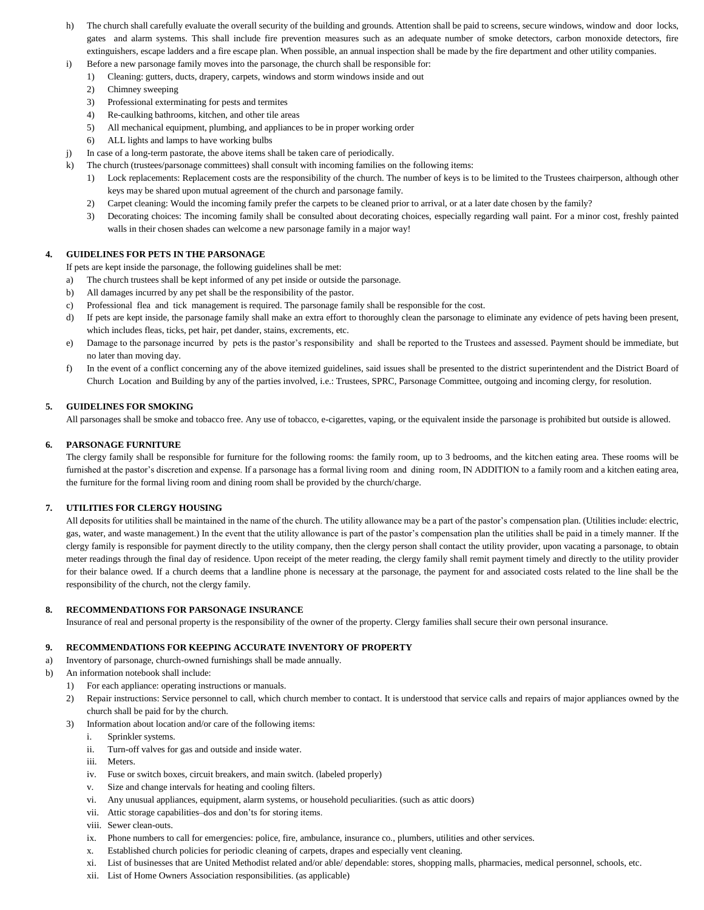h) The church shall carefully evaluate the overall security of the building and grounds. Attention shall be paid to screens, secure windows, window and door locks, gates and alarm systems. This shall include fire prevention measures such as an adequate number of smoke detectors, carbon monoxide detectors, fire extinguishers, escape ladders and a fire escape plan. When possible, an annual inspection shall be made by the fire department and other utility companies.

i) Before a new parsonage family moves into the parsonage, the church shall be responsible for:
   1) Cleaning: gutters, ducts, drapery, carpets, windows and storm windows inside and out
   2) Chimney sweeping
   3) Professional exterminating for pests and termites
   4) Re-caulking bathrooms, kitchen, and other tile areas
   5) All mechanical equipment, plumbing, and appliances to be in proper working order
   6) ALL lights and lamps to have working bulbs

j) In case of a long-term pastorate, the above items shall be taken care of periodically.

k) The church (trustees/parsonage committees) shall consult with incoming families on the following items:
   1) Lock replacements: Replacement costs are the responsibility of the church. The number of keys is to be limited to the Trustees chairperson, although other keys may be shared upon mutual agreement of the church and parsonage family.
   2) Carpet cleaning: Would the incoming family prefer the carpets to be cleaned prior to arrival, or at a later date chosen by the family?
   3) Decorating choices: The incoming family shall be consulted about decorating choices, especially regarding wall paint. For a minor cost, freshly painted walls in their chosen shades can welcome a new parsonage family in a major way!

## 4. GUIDELINES FOR PETS IN THE PARSONAGE

If pets are kept inside the parsonage, the following guidelines shall be met:

a) The church trustees shall be kept informed of any pet inside or outside the parsonage.

b) All damages incurred by any pet shall be the responsibility of the pastor.

c) Professional flea and tick management is required. The parsonage family shall be responsible for the cost.

d) If pets are kept inside, the parsonage family shall make an extra effort to thoroughly clean the parsonage to eliminate any evidence of pets having been present, which includes fleas, ticks, pet hair, pet dander, stains, excrements, etc.

e) Damage to the parsonage incurred by pets is the pastor's responsibility and shall be reported to the Trustees and assessed. Payment should be immediate, but no later than moving day.

f) In the event of a conflict concerning any of the above itemized guidelines, said issues shall be presented to the district superintendent and the District Board of Church Location and Building by any of the parties involved, i.e.: Trustees, SPRC, Parsonage Committee, outgoing and incoming clergy, for resolution.

## 5. GUIDELINES FOR SMOKING

All parsonages shall be smoke and tobacco free. Any use of tobacco, e-cigarettes, vaping, or the equivalent inside the parsonage is prohibited but outside is allowed.

## 6. PARSONAGE FURNITURE

The clergy family shall be responsible for furniture for the following rooms: the family room, up to 3 bedrooms, and the kitchen eating area. These rooms will be furnished at the pastor's discretion and expense. If a parsonage has a formal living room and dining room, IN ADDITION to a family room and a kitchen eating area, the furniture for the formal living room and dining room shall be provided by the church/charge.

## 7. UTILITIES FOR CLERGY HOUSING

All deposits for utilities shall be maintained in the name of the church. The utility allowance may be a part of the pastor's compensation plan. (Utilities include: electric, gas, water, and waste management.) In the event that the utility allowance is part of the pastor's compensation plan the utilities shall be paid in a timely manner. If the clergy family is responsible for payment directly to the utility company, then the clergy person shall contact the utility provider, upon vacating a parsonage, to obtain meter readings through the final day of residence. Upon receipt of the meter reading, the clergy family shall remit payment timely and directly to the utility provider for their balance owed. If a church deems that a landline phone is necessary at the parsonage, the payment for and associated costs related to the line shall be the responsibility of the church, not the clergy family.

## 8. RECOMMENDATIONS FOR PARSONAGE INSURANCE

Insurance of real and personal property is the responsibility of the owner of the property. Clergy families shall secure their own personal insurance.

## 9. RECOMMENDATIONS FOR KEEPING ACCURATE INVENTORY OF PROPERTY

a) Inventory of parsonage, church-owned furnishings shall be made annually.

b) An information notebook shall include:
   1) For each appliance: operating instructions or manuals.
   2) Repair instructions: Service personnel to call, which church member to contact. It is understood that service calls and repairs of major appliances owned by the church shall be paid for by the church.
   3) Information about location and/or care of the following items:
      i. Sprinkler systems.
      ii. Turn-off valves for gas and outside and inside water.
      iii. Meters.
      iv. Fuse or switch boxes, circuit breakers, and main switch. (labeled properly)
      v. Size and change intervals for heating and cooling filters.
      vi. Any unusual appliances, equipment, alarm systems, or household peculiarities. (such as attic doors)
      vii. Attic storage capabilities–dos and don'ts for storing items.
      viii. Sewer clean-outs.
      ix. Phone numbers to call for emergencies: police, fire, ambulance, insurance co., plumbers, utilities and other services.
      x. Established church policies for periodic cleaning of carpets, drapes and especially vent cleaning.
      xi. List of businesses that are United Methodist related and/or able/ dependable: stores, shopping malls, pharmacies, medical personnel, schools, etc.
      xii. List of Home Owners Association responsibilities. (as applicable)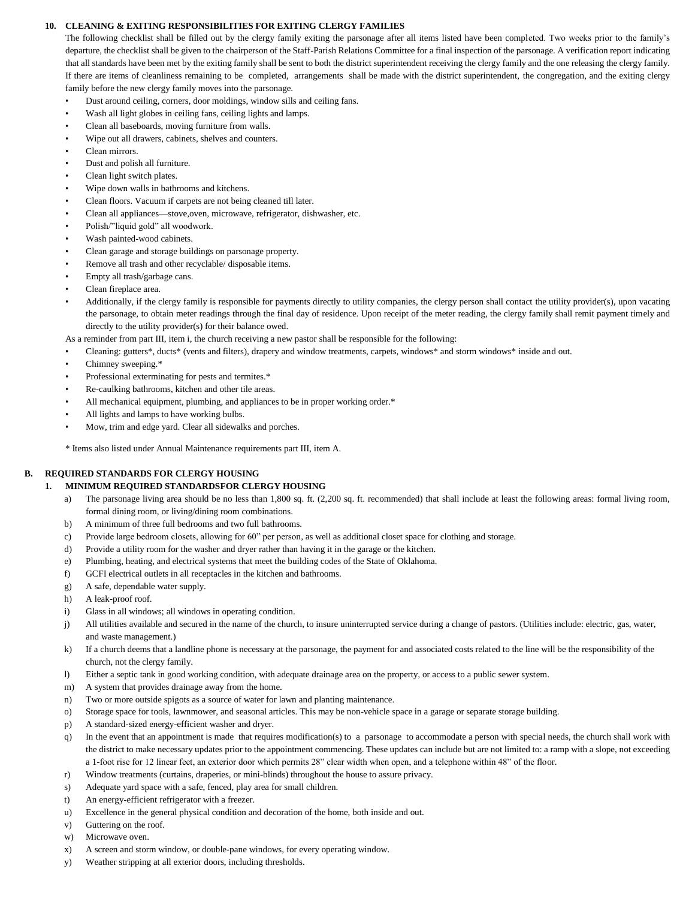### 10. CLEANING & EXITING RESPONSIBILITIES FOR EXITING CLERGY FAMILIES

The following checklist shall be filled out by the clergy family exiting the parsonage after all items listed have been completed. Two weeks prior to the family's departure, the checklist shall be given to the chairperson of the Staff-Parish Relations Committee for a final inspection of the parsonage. A verification report indicating that all standards have been met by the exiting family shall be sent to both the district superintendent receiving the clergy family and the one releasing the clergy family. If there are items of cleanliness remaining to be completed, arrangements shall be made with the district superintendent, the congregation, and the exiting clergy family before the new clergy family moves into the parsonage.

- Dust around ceiling, corners, door moldings, window sills and ceiling fans.
- Wash all light globes in ceiling fans, ceiling lights and lamps.
- Clean all baseboards, moving furniture from walls.
- Wipe out all drawers, cabinets, shelves and counters.
- Clean mirrors.
- Dust and polish all furniture.
- Clean light switch plates.
- Wipe down walls in bathrooms and kitchens.
- Clean floors. Vacuum if carpets are not being cleaned till later.
- Clean all appliances—stove,oven, microwave, refrigerator, dishwasher, etc.
- Polish/"liquid gold" all woodwork.
- Wash painted-wood cabinets.
- Clean garage and storage buildings on parsonage property.
- Remove all trash and other recyclable/ disposable items.
- Empty all trash/garbage cans.
- Clean fireplace area.
- Additionally, if the clergy family is responsible for payments directly to utility companies, the clergy person shall contact the utility provider(s), upon vacating the parsonage, to obtain meter readings through the final day of residence. Upon receipt of the meter reading, the clergy family shall remit payment timely and directly to the utility provider(s) for their balance owed.

As a reminder from part III, item i, the church receiving a new pastor shall be responsible for the following:

- Cleaning: gutters*, ducts* (vents and filters), drapery and window treatments, carpets, windows* and storm windows* inside and out.
- Chimney sweeping.*
- Professional exterminating for pests and termites.*
- Re-caulking bathrooms, kitchen and other tile areas.
- All mechanical equipment, plumbing, and appliances to be in proper working order.*
- All lights and lamps to have working bulbs.
- Mow, trim and edge yard. Clear all sidewalks and porches.

\* Items also listed under Annual Maintenance requirements part III, item A.

## B. REQUIRED STANDARDS FOR CLERGY HOUSING

### 1. MINIMUM REQUIRED STANDARDSFOR CLERGY HOUSING

a) The parsonage living area should be no less than 1,800 sq. ft. (2,200 sq. ft. recommended) that shall include at least the following areas: formal living room, formal dining room, or living/dining room combinations.

b) A minimum of three full bedrooms and two full bathrooms.

c) Provide large bedroom closets, allowing for 60" per person, as well as additional closet space for clothing and storage.

d) Provide a utility room for the washer and dryer rather than having it in the garage or the kitchen.

e) Plumbing, heating, and electrical systems that meet the building codes of the State of Oklahoma.

f) GCFI electrical outlets in all receptacles in the kitchen and bathrooms.

g) A safe, dependable water supply.

h) A leak-proof roof.

i) Glass in all windows; all windows in operating condition.

j) All utilities available and secured in the name of the church, to insure uninterrupted service during a change of pastors. (Utilities include: electric, gas, water, and waste management.)

k) If a church deems that a landline phone is necessary at the parsonage, the payment for and associated costs related to the line will be the responsibility of the church, not the clergy family.

l) Either a septic tank in good working condition, with adequate drainage area on the property, or access to a public sewer system.

m) A system that provides drainage away from the home.

n) Two or more outside spigots as a source of water for lawn and planting maintenance.

o) Storage space for tools, lawnmower, and seasonal articles. This may be non-vehicle space in a garage or separate storage building.

p) A standard-sized energy-efficient washer and dryer.

q) In the event that an appointment is made that requires modification(s) to a parsonage to accommodate a person with special needs, the church shall work with the district to make necessary updates prior to the appointment commencing. These updates can include but are not limited to: a ramp with a slope, not exceeding a 1-foot rise for 12 linear feet, an exterior door which permits 28" clear width when open, and a telephone within 48" of the floor.

r) Window treatments (curtains, draperies, or mini-blinds) throughout the house to assure privacy.

s) Adequate yard space with a safe, fenced, play area for small children.

t) An energy-efficient refrigerator with a freezer.

u) Excellence in the general physical condition and decoration of the home, both inside and out.

v) Guttering on the roof.

w) Microwave oven.

x) A screen and storm window, or double-pane windows, for every operating window.

y) Weather stripping at all exterior doors, including thresholds.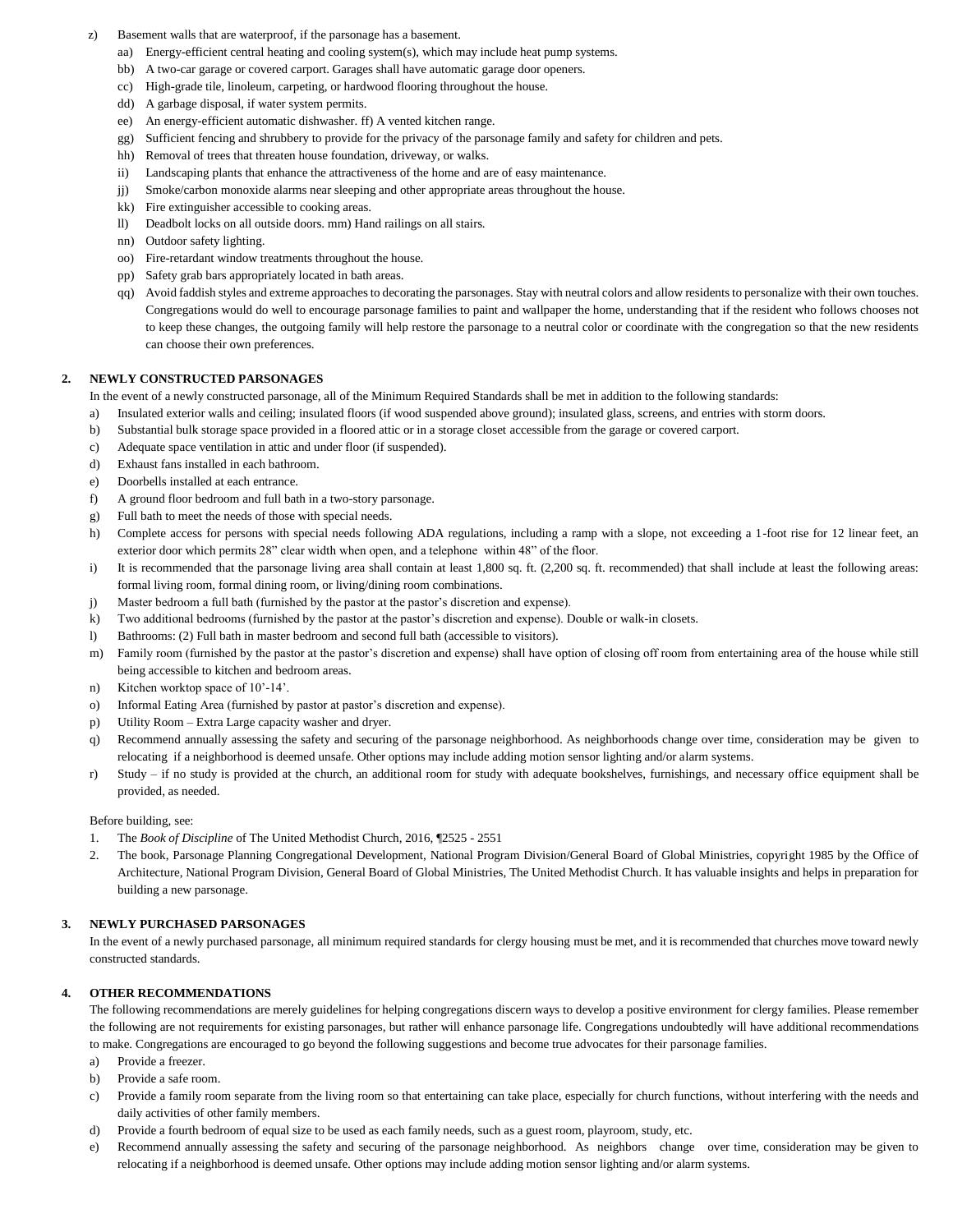z) Basement walls that are waterproof, if the parsonage has a basement.

aa) Energy-efficient central heating and cooling system(s), which may include heat pump systems.

bb) A two-car garage or covered carport. Garages shall have automatic garage door openers.

cc) High-grade tile, linoleum, carpeting, or hardwood flooring throughout the house.

dd) A garbage disposal, if water system permits.

ee) An energy-efficient automatic dishwasher. ff) A vented kitchen range.

gg) Sufficient fencing and shrubbery to provide for the privacy of the parsonage family and safety for children and pets.

hh) Removal of trees that threaten house foundation, driveway, or walks.

ii) Landscaping plants that enhance the attractiveness of the home and are of easy maintenance.

jj) Smoke/carbon monoxide alarms near sleeping and other appropriate areas throughout the house.

kk) Fire extinguisher accessible to cooking areas.

ll) Deadbolt locks on all outside doors. mm) Hand railings on all stairs.

nn) Outdoor safety lighting.

oo) Fire-retardant window treatments throughout the house.

pp) Safety grab bars appropriately located in bath areas.

qq) Avoid faddish styles and extreme approaches to decorating the parsonages. Stay with neutral colors and allow residents to personalize with their own touches. Congregations would do well to encourage parsonage families to paint and wallpaper the home, understanding that if the resident who follows chooses not to keep these changes, the outgoing family will help restore the parsonage to a neutral color or coordinate with the congregation so that the new residents can choose their own preferences.

## 2. NEWLY CONSTRUCTED PARSONAGES

In the event of a newly constructed parsonage, all of the Minimum Required Standards shall be met in addition to the following standards:

a) Insulated exterior walls and ceiling; insulated floors (if wood suspended above ground); insulated glass, screens, and entries with storm doors.

b) Substantial bulk storage space provided in a floored attic or in a storage closet accessible from the garage or covered carport.

c) Adequate space ventilation in attic and under floor (if suspended).

d) Exhaust fans installed in each bathroom.

e) Doorbells installed at each entrance.

f) A ground floor bedroom and full bath in a two-story parsonage.

g) Full bath to meet the needs of those with special needs.

h) Complete access for persons with special needs following ADA regulations, including a ramp with a slope, not exceeding a 1-foot rise for 12 linear feet, an exterior door which permits 28" clear width when open, and a telephone within 48" of the floor.

i) It is recommended that the parsonage living area shall contain at least 1,800 sq. ft. (2,200 sq. ft. recommended) that shall include at least the following areas: formal living room, formal dining room, or living/dining room combinations.

j) Master bedroom a full bath (furnished by the pastor at the pastor's discretion and expense).

k) Two additional bedrooms (furnished by the pastor at the pastor's discretion and expense). Double or walk-in closets.

l) Bathrooms: (2) Full bath in master bedroom and second full bath (accessible to visitors).

m) Family room (furnished by the pastor at the pastor's discretion and expense) shall have option of closing off room from entertaining area of the house while still being accessible to kitchen and bedroom areas.

n) Kitchen worktop space of 10'-14'.

o) Informal Eating Area (furnished by pastor at pastor's discretion and expense).

p) Utility Room – Extra Large capacity washer and dryer.

q) Recommend annually assessing the safety and securing of the parsonage neighborhood. As neighborhoods change over time, consideration may be given to relocating if a neighborhood is deemed unsafe. Other options may include adding motion sensor lighting and/or alarm systems.

r) Study – if no study is provided at the church, an additional room for study with adequate bookshelves, furnishings, and necessary office equipment shall be provided, as needed.

Before building, see:

1. The *Book of Discipline* of The United Methodist Church, 2016, ¶2525 - 2551
2. The book, Parsonage Planning Congregational Development, National Program Division/General Board of Global Ministries, copyright 1985 by the Office of Architecture, National Program Division, General Board of Global Ministries, The United Methodist Church. It has valuable insights and helps in preparation for building a new parsonage.

## 3. NEWLY PURCHASED PARSONAGES

In the event of a newly purchased parsonage, all minimum required standards for clergy housing must be met, and it is recommended that churches move toward newly constructed standards.

## 4. OTHER RECOMMENDATIONS

The following recommendations are merely guidelines for helping congregations discern ways to develop a positive environment for clergy families. Please remember the following are not requirements for existing parsonages, but rather will enhance parsonage life. Congregations undoubtedly will have additional recommendations to make. Congregations are encouraged to go beyond the following suggestions and become true advocates for their parsonage families.

a) Provide a freezer.

b) Provide a safe room.

c) Provide a family room separate from the living room so that entertaining can take place, especially for church functions, without interfering with the needs and daily activities of other family members.

d) Provide a fourth bedroom of equal size to be used as each family needs, such as a guest room, playroom, study, etc.

e) Recommend annually assessing the safety and securing of the parsonage neighborhood. As neighbors change over time, consideration may be given to relocating if a neighborhood is deemed unsafe. Other options may include adding motion sensor lighting and/or alarm systems.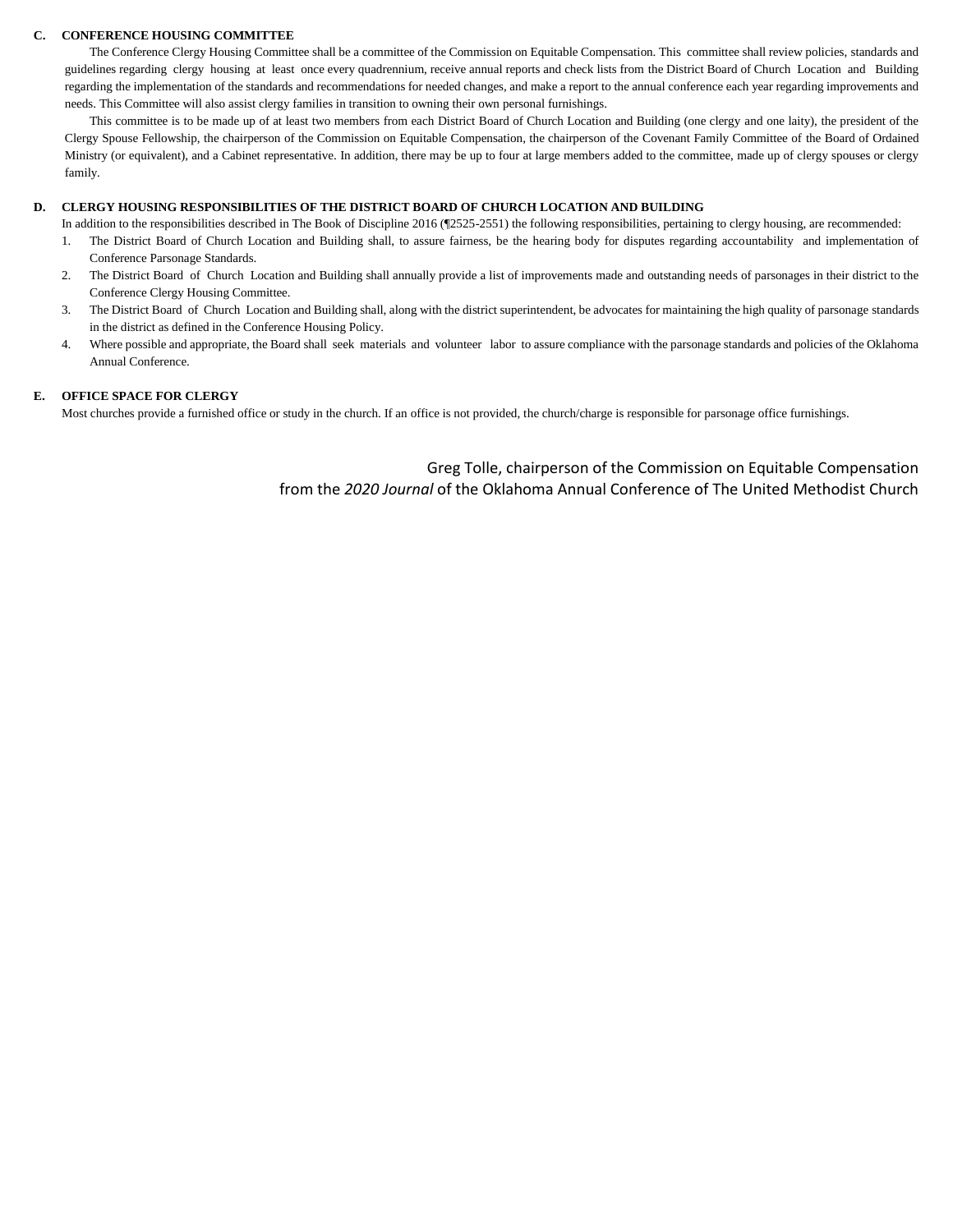### C. CONFERENCE HOUSING COMMITTEE

The Conference Clergy Housing Committee shall be a committee of the Commission on Equitable Compensation. This committee shall review policies, standards and guidelines regarding clergy housing at least once every quadrennium, receive annual reports and check lists from the District Board of Church Location and Building regarding the implementation of the standards and recommendations for needed changes, and make a report to the annual conference each year regarding improvements and needs. This Committee will also assist clergy families in transition to owning their own personal furnishings.

This committee is to be made up of at least two members from each District Board of Church Location and Building (one clergy and one laity), the president of the Clergy Spouse Fellowship, the chairperson of the Commission on Equitable Compensation, the chairperson of the Covenant Family Committee of the Board of Ordained Ministry (or equivalent), and a Cabinet representative. In addition, there may be up to four at large members added to the committee, made up of clergy spouses or clergy family.

### D. CLERGY HOUSING RESPONSIBILITIES OF THE DISTRICT BOARD OF CHURCH LOCATION AND BUILDING

In addition to the responsibilities described in The Book of Discipline 2016 (¶2525-2551) the following responsibilities, pertaining to clergy housing, are recommended:

1. The District Board of Church Location and Building shall, to assure fairness, be the hearing body for disputes regarding accountability and implementation of Conference Parsonage Standards.
2. The District Board of Church Location and Building shall annually provide a list of improvements made and outstanding needs of parsonages in their district to the Conference Clergy Housing Committee.
3. The District Board of Church Location and Building shall, along with the district superintendent, be advocates for maintaining the high quality of parsonage standards in the district as defined in the Conference Housing Policy.
4. Where possible and appropriate, the Board shall seek materials and volunteer labor to assure compliance with the parsonage standards and policies of the Oklahoma Annual Conference.

### E. OFFICE SPACE FOR CLERGY

Most churches provide a furnished office or study in the church. If an office is not provided, the church/charge is responsible for parsonage office furnishings.

Greg Tolle, chairperson of the Commission on Equitable Compensation
from the *2020 Journal* of the Oklahoma Annual Conference of The United Methodist Church